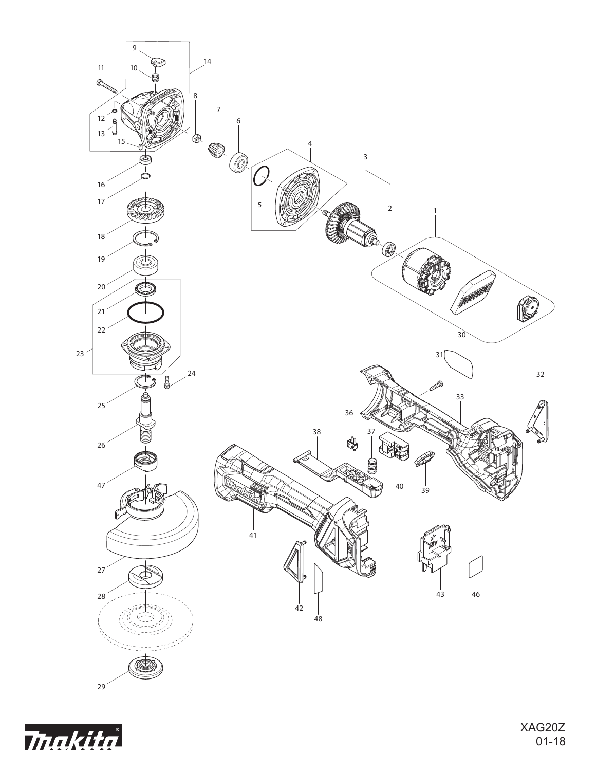XAG20Z
01-18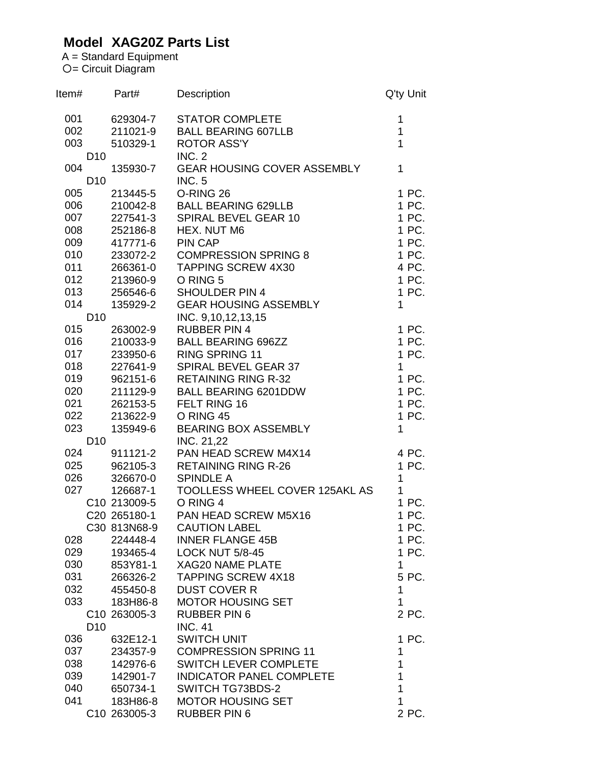# Model XAG20Z Parts List

A = Standard Equipment
○= Circuit Diagram

| Item# | | Part# | Description | Q'ty | Unit |
|---|---|---|---|---|---|
| 001 | | 629304-7 | STATOR COMPLETE | 1 | |
| 002 | | 211021-9 | BALL BEARING 607LLB | 1 | |
| 003 | | 510329-1 | ROTOR ASS'Y | 1 | |
| | D10 | | INC. 2 | | |
| 004 | | 135930-7 | GEAR HOUSING COVER ASSEMBLY | 1 | |
| | D10 | | INC. 5 | | |
| 005 | | 213445-5 | O-RING 26 | 1 | PC. |
| 006 | | 210042-8 | BALL BEARING 629LLB | 1 | PC. |
| 007 | | 227541-3 | SPIRAL BEVEL GEAR 10 | 1 | PC. |
| 008 | | 252186-8 | HEX. NUT M6 | 1 | PC. |
| 009 | | 417771-6 | PIN CAP | 1 | PC. |
| 010 | | 233072-2 | COMPRESSION SPRING 8 | 1 | PC. |
| 011 | | 266361-0 | TAPPING SCREW 4X30 | 4 | PC. |
| 012 | | 213960-9 | O RING 5 | 1 | PC. |
| 013 | | 256546-6 | SHOULDER PIN 4 | 1 | PC. |
| 014 | | 135929-2 | GEAR HOUSING ASSEMBLY | 1 | |
| | D10 | | INC. 9,10,12,13,15 | | |
| 015 | | 263002-9 | RUBBER PIN 4 | 1 | PC. |
| 016 | | 210033-9 | BALL BEARING 696ZZ | 1 | PC. |
| 017 | | 233950-6 | RING SPRING 11 | 1 | PC. |
| 018 | | 227641-9 | SPIRAL BEVEL GEAR 37 | 1 | |
| 019 | | 962151-6 | RETAINING RING R-32 | 1 | PC. |
| 020 | | 211129-9 | BALL BEARING 6201DDW | 1 | PC. |
| 021 | | 262153-5 | FELT RING 16 | 1 | PC. |
| 022 | | 213622-9 | O RING 45 | 1 | PC. |
| 023 | | 135949-6 | BEARING BOX ASSEMBLY | 1 | |
| | D10 | | INC. 21,22 | | |
| 024 | | 911121-2 | PAN HEAD SCREW M4X14 | 4 | PC. |
| 025 | | 962105-3 | RETAINING RING R-26 | 1 | PC. |
| 026 | | 326670-0 | SPINDLE A | 1 | |
| 027 | | 126687-1 | TOOLLESS WHEEL COVER 125AKL AS | 1 | |
| | C10 | 213009-5 | O RING 4 | 1 | PC. |
| | C20 | 265180-1 | PAN HEAD SCREW M5X16 | 1 | PC. |
| | C30 | 813N68-9 | CAUTION LABEL | 1 | PC. |
| 028 | | 224448-4 | INNER FLANGE 45B | 1 | PC. |
| 029 | | 193465-4 | LOCK NUT 5/8-45 | 1 | PC. |
| 030 | | 853Y81-1 | XAG20 NAME PLATE | 1 | |
| 031 | | 266326-2 | TAPPING SCREW 4X18 | 5 | PC. |
| 032 | | 455450-8 | DUST COVER R | 1 | |
| 033 | | 183H86-8 | MOTOR HOUSING SET | 1 | |
| | C10 | 263005-3 | RUBBER PIN 6 | 2 | PC. |
| | D10 | | INC. 41 | | |
| 036 | | 632E12-1 | SWITCH UNIT | 1 | PC. |
| 037 | | 234357-9 | COMPRESSION SPRING 11 | 1 | |
| 038 | | 142976-6 | SWITCH LEVER COMPLETE | 1 | |
| 039 | | 142901-7 | INDICATOR PANEL COMPLETE | 1 | |
| 040 | | 650734-1 | SWITCH TG73BDS-2 | 1 | |
| 041 | | 183H86-8 | MOTOR HOUSING SET | 1 | |
| | C10 | 263005-3 | RUBBER PIN 6 | 2 | PC. |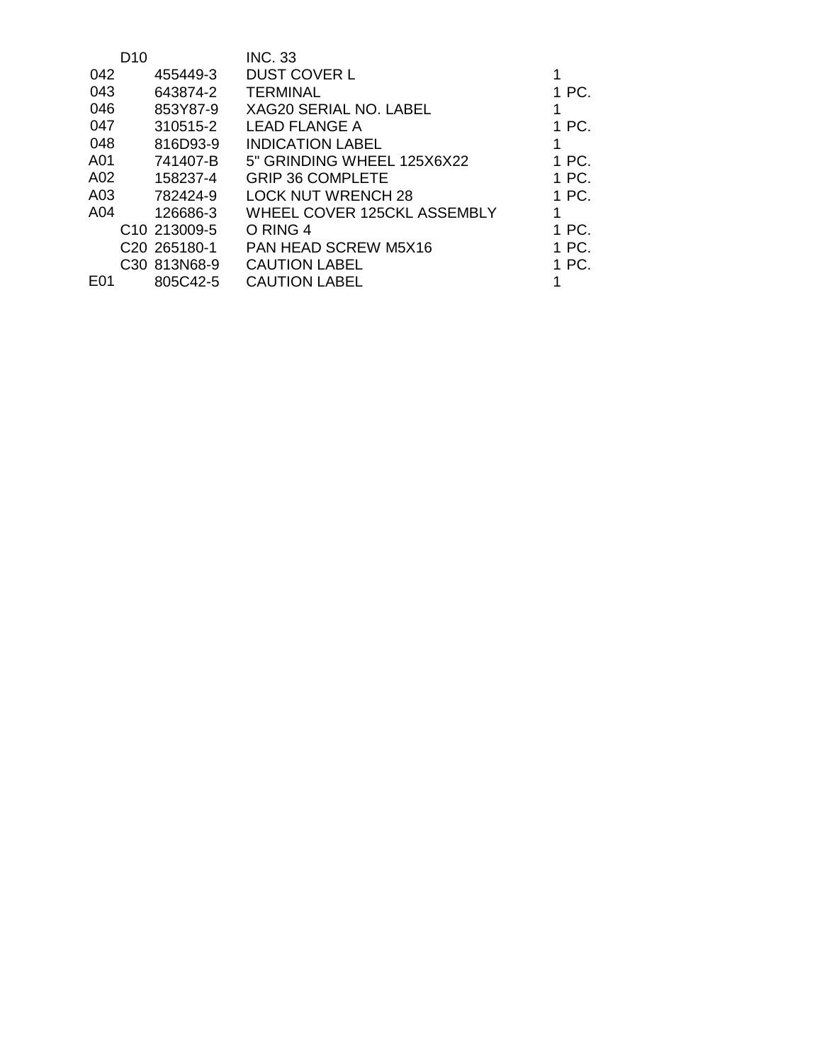| | | | | |
|---|---|---|---|---|
| | D10 | | INC. 33 | |
| 042 | | 455449-3 | DUST COVER L | 1 |
| 043 | | 643874-2 | TERMINAL | 1 PC. |
| 046 | | 853Y87-9 | XAG20 SERIAL NO. LABEL | 1 |
| 047 | | 310515-2 | LEAD FLANGE A | 1 PC. |
| 048 | | 816D93-9 | INDICATION LABEL | 1 |
| A01 | | 741407-B | 5" GRINDING WHEEL 125X6X22 | 1 PC. |
| A02 | | 158237-4 | GRIP 36 COMPLETE | 1 PC. |
| A03 | | 782424-9 | LOCK NUT WRENCH 28 | 1 PC. |
| A04 | | 126686-3 | WHEEL COVER 125CKL ASSEMBLY | 1 |
| | C10 | 213009-5 | O RING 4 | 1 PC. |
| | C20 | 265180-1 | PAN HEAD SCREW M5X16 | 1 PC. |
| | C30 | 813N68-9 | CAUTION LABEL | 1 PC. |
| E01 | | 805C42-5 | CAUTION LABEL | 1 |